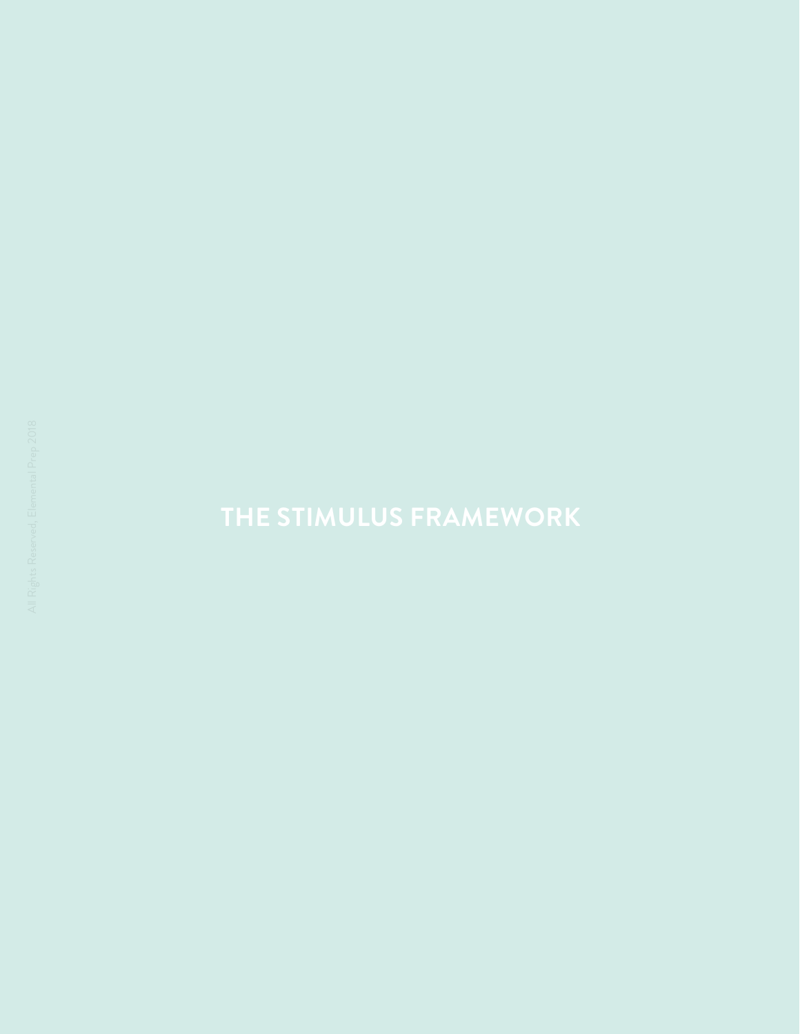# THE STIMULUS FRAMEWORK

All Rights Reserved, Elemental Prep 2018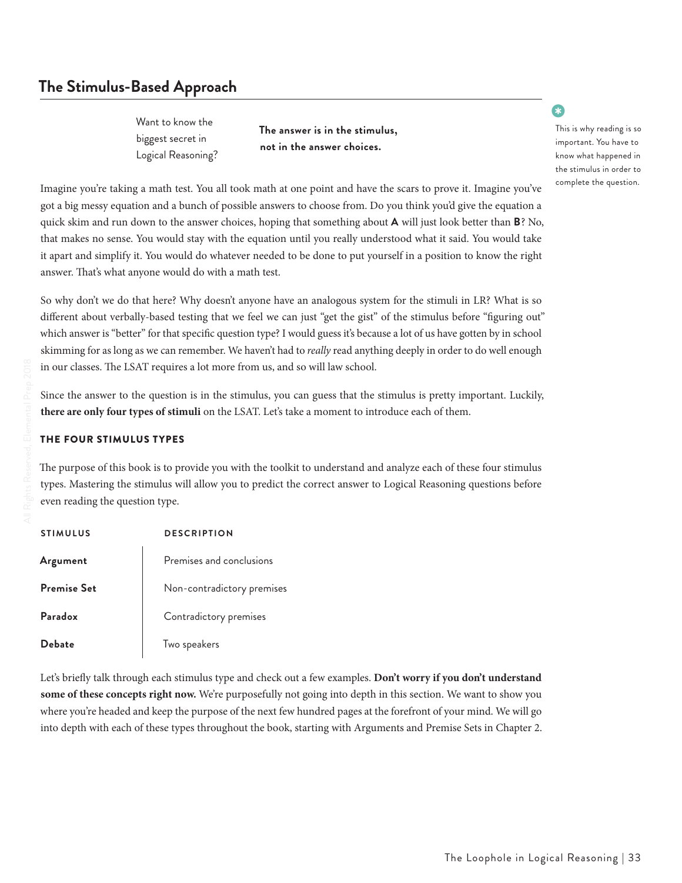## The Stimulus-Based Approach

Want to know the biggest secret in Logical Reasoning? **The answer is in the stimulus, not in the answer choices.**

This is why reading is so important. You have to know what happened in the stimulus in order to complete the question.

Imagine you're taking a math test. You all took math at one point and have the scars to prove it. Imagine you've got a big messy equation and a bunch of possible answers to choose from. Do you think you'd give the equation a quick skim and run down to the answer choices, hoping that something about **A** will just look better than **B**? No, that makes no sense. You would stay with the equation until you really understood what it said. You would take it apart and simplify it. You would do whatever needed to be done to put yourself in a position to know the right answer. That's what anyone would do with a math test.

So why don't we do that here? Why doesn't anyone have an analogous system for the stimuli in LR? What is so different about verbally-based testing that we feel we can just "get the gist" of the stimulus before "figuring out" which answer is "better" for that specific question type? I would guess it's because a lot of us have gotten by in school skimming for as long as we can remember. We haven't had to *really* read anything deeply in order to do well enough in our classes. The LSAT requires a lot more from us, and so will law school.

Since the answer to the question is in the stimulus, you can guess that the stimulus is pretty important. Luckily, **there are only four types of stimuli** on the LSAT. Let's take a moment to introduce each of them.

### THE FOUR STIMULUS TYPES

The purpose of this book is to provide you with the toolkit to understand and analyze each of these four stimulus types. Mastering the stimulus will allow you to predict the correct answer to Logical Reasoning questions before even reading the question type.

| STIMULUS | DESCRIPTION |
|---|---|
| **Argument** | Premises and conclusions |
| **Premise Set** | Non-contradictory premises |
| **Paradox** | Contradictory premises |
| **Debate** | Two speakers |

Let's briefly talk through each stimulus type and check out a few examples. **Don't worry if you don't understand some of these concepts right now.** We're purposefully not going into depth in this section. We want to show you where you're headed and keep the purpose of the next few hundred pages at the forefront of your mind. We will go into depth with each of these types throughout the book, starting with Arguments and Premise Sets in Chapter 2.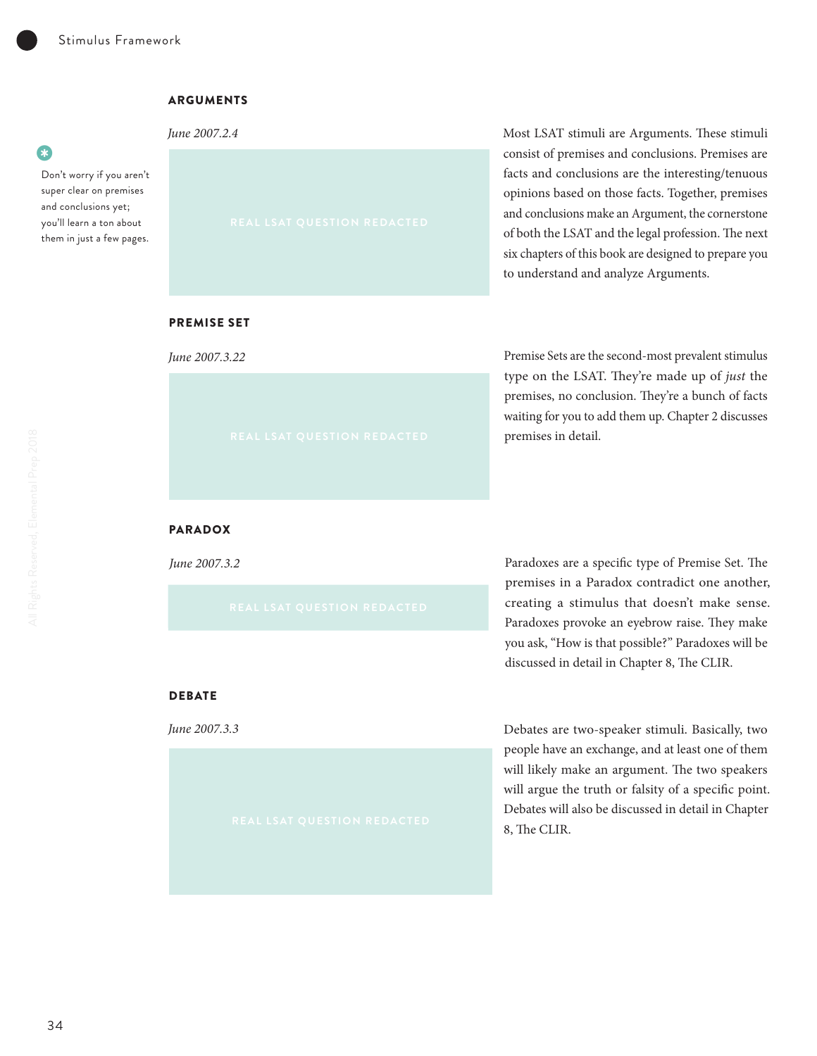## ARGUMENTS

*June 2007.2.4*

REAL LSAT QUESTION REDACTED

Most LSAT stimuli are Arguments. These stimuli consist of premises and conclusions. Premises are facts and conclusions are the interesting/tenuous opinions based on those facts. Together, premises and conclusions make an Argument, the cornerstone of both the LSAT and the legal profession. The next six chapters of this book are designed to prepare you to understand and analyze Arguments.

Don't worry if you aren't super clear on premises and conclusions yet; you'll learn a ton about them in just a few pages.

## PREMISE SET

*June 2007.3.22*

REAL LSAT QUESTION REDACTED

Premise Sets are the second-most prevalent stimulus type on the LSAT. They're made up of *just* the premises, no conclusion. They're a bunch of facts waiting for you to add them up. Chapter 2 discusses premises in detail.

## PARADOX

*June 2007.3.2*

REAL LSAT QUESTION REDACTED

Paradoxes are a specific type of Premise Set. The premises in a Paradox contradict one another, creating a stimulus that doesn't make sense. Paradoxes provoke an eyebrow raise. They make you ask, "How is that possible?" Paradoxes will be discussed in detail in Chapter 8, The CLIR.

## DEBATE

*June 2007.3.3*

REAL LSAT QUESTION REDACTED

Debates are two-speaker stimuli. Basically, two people have an exchange, and at least one of them will likely make an argument. The two speakers will argue the truth or falsity of a specific point. Debates will also be discussed in detail in Chapter 8, The CLIR.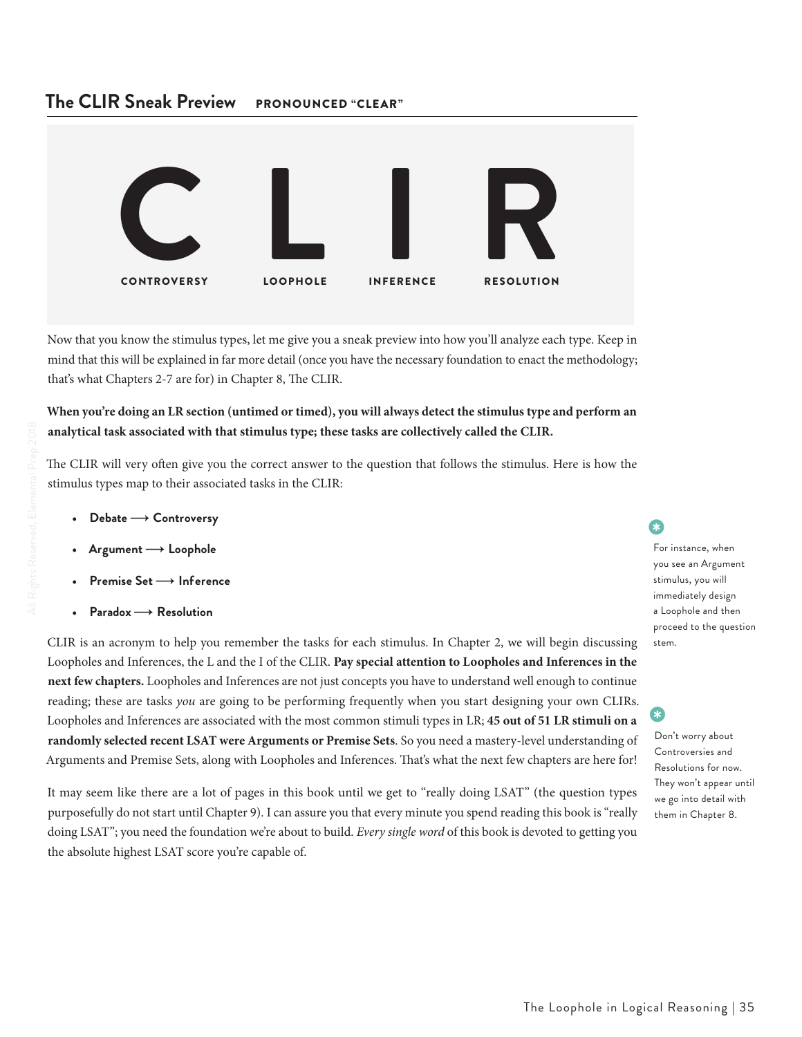## The CLIR Sneak Preview PRONOUNCED "CLEAR"

**C** CONTROVERSY **L** LOOPHOLE **I** INFERENCE **R** RESOLUTION

Now that you know the stimulus types, let me give you a sneak preview into how you'll analyze each type. Keep in mind that this will be explained in far more detail (once you have the necessary foundation to enact the methodology; that's what Chapters 2-7 are for) in Chapter 8, The CLIR.

**When you're doing an LR section (untimed or timed), you will always detect the stimulus type and perform an analytical task associated with that stimulus type; these tasks are collectively called the CLIR.**

The CLIR will very often give you the correct answer to the question that follows the stimulus. Here is how the stimulus types map to their associated tasks in the CLIR:

- **Debate ⟶ Controversy**
- **Argument ⟶ Loophole**
- **Premise Set ⟶ Inference**
- **Paradox ⟶ Resolution**

For instance, when you see an Argument stimulus, you will immediately design a Loophole and then proceed to the question stem.

CLIR is an acronym to help you remember the tasks for each stimulus. In Chapter 2, we will begin discussing Loopholes and Inferences, the L and the I of the CLIR. **Pay special attention to Loopholes and Inferences in the next few chapters.** Loopholes and Inferences are not just concepts you have to understand well enough to continue reading; these are tasks *you* are going to be performing frequently when you start designing your own CLIRs. Loopholes and Inferences are associated with the most common stimuli types in LR; **45 out of 51 LR stimuli on a randomly selected recent LSAT were Arguments or Premise Sets**. So you need a mastery-level understanding of Arguments and Premise Sets, along with Loopholes and Inferences. That's what the next few chapters are here for!

Don't worry about Controversies and Resolutions for now. They won't appear until we go into detail with them in Chapter 8.

It may seem like there are a lot of pages in this book until we get to "really doing LSAT" (the question types purposefully do not start until Chapter 9). I can assure you that every minute you spend reading this book is "really doing LSAT"; you need the foundation we're about to build. *Every single word* of this book is devoted to getting you the absolute highest LSAT score you're capable of.